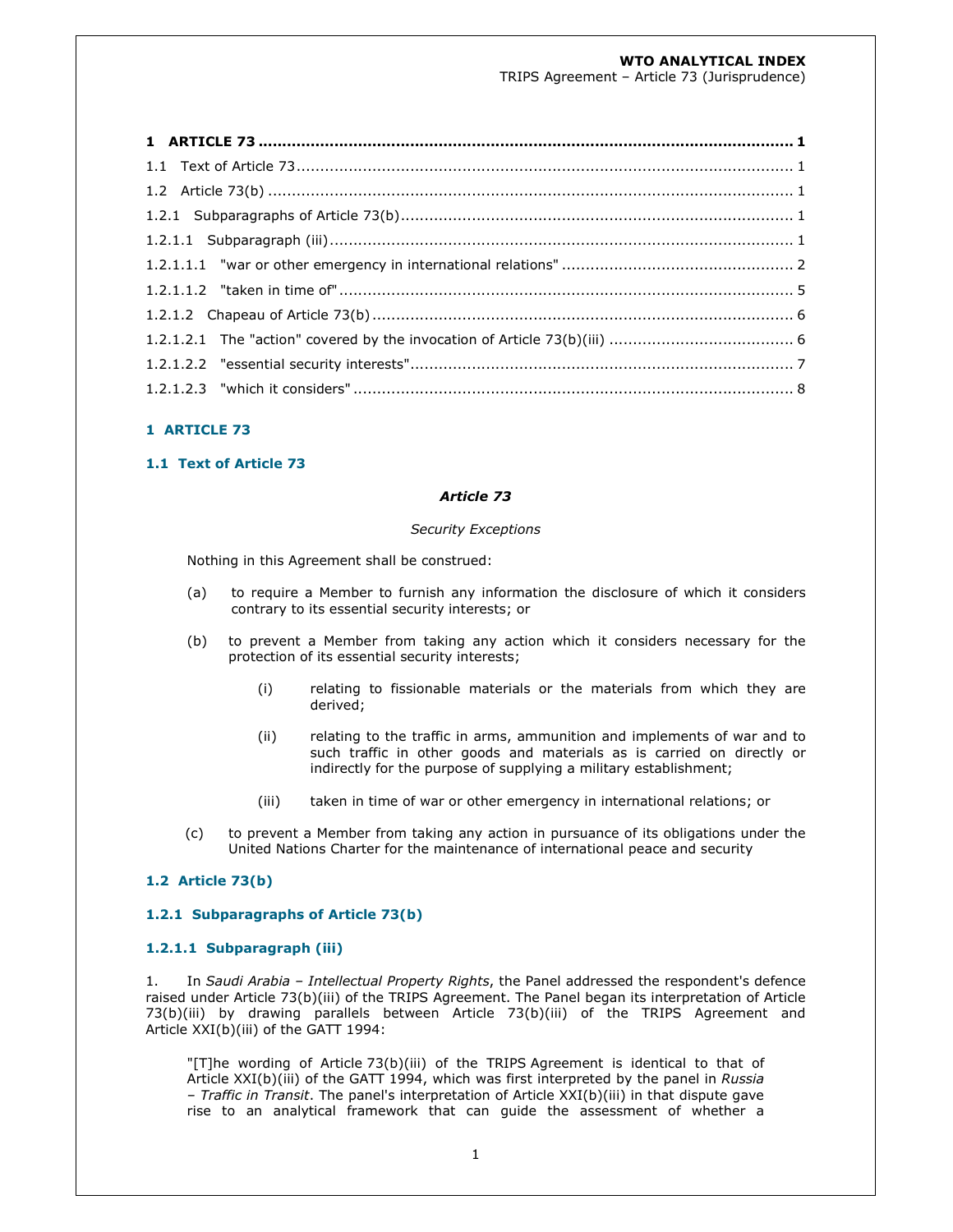| | |
|---|---|
| **1 ARTICLE 73** | **1** |
| 1.1 Text of Article 73 | 1 |
| 1.2 Article 73(b) | 1 |
| 1.2.1 Subparagraphs of Article 73(b) | 1 |
| 1.2.1.1 Subparagraph (iii) | 1 |
| 1.2.1.1.1 "war or other emergency in international relations" | 2 |
| 1.2.1.1.2 "taken in time of" | 5 |
| 1.2.1.2 Chapeau of Article 73(b) | 6 |
| 1.2.1.2.1 The "action" covered by the invocation of Article 73(b)(iii) | 6 |
| 1.2.1.2.2 "essential security interests" | 7 |
| 1.2.1.2.3 "which it considers" | 8 |

# 1 ARTICLE 73

## 1.1 Text of Article 73

***Article 73***

*Security Exceptions*

Nothing in this Agreement shall be construed:

(a) to require a Member to furnish any information the disclosure of which it considers contrary to its essential security interests; or

(b) to prevent a Member from taking any action which it considers necessary for the protection of its essential security interests;

> (i) relating to fissionable materials or the materials from which they are derived;
>
> (ii) relating to the traffic in arms, ammunition and implements of war and to such traffic in other goods and materials as is carried on directly or indirectly for the purpose of supplying a military establishment;
>
> (iii) taken in time of war or other emergency in international relations; or

(c) to prevent a Member from taking any action in pursuance of its obligations under the United Nations Charter for the maintenance of international peace and security

## 1.2 Article 73(b)

### 1.2.1 Subparagraphs of Article 73(b)

#### 1.2.1.1 Subparagraph (iii)

1. In *Saudi Arabia – Intellectual Property Rights*, the Panel addressed the respondent's defence raised under Article 73(b)(iii) of the TRIPS Agreement. The Panel began its interpretation of Article 73(b)(iii) by drawing parallels between Article 73(b)(iii) of the TRIPS Agreement and Article XXI(b)(iii) of the GATT 1994:

> "[T]he wording of Article 73(b)(iii) of the TRIPS Agreement is identical to that of Article XXI(b)(iii) of the GATT 1994, which was first interpreted by the panel in *Russia – Traffic in Transit*. The panel's interpretation of Article XXI(b)(iii) in that dispute gave rise to an analytical framework that can guide the assessment of whether a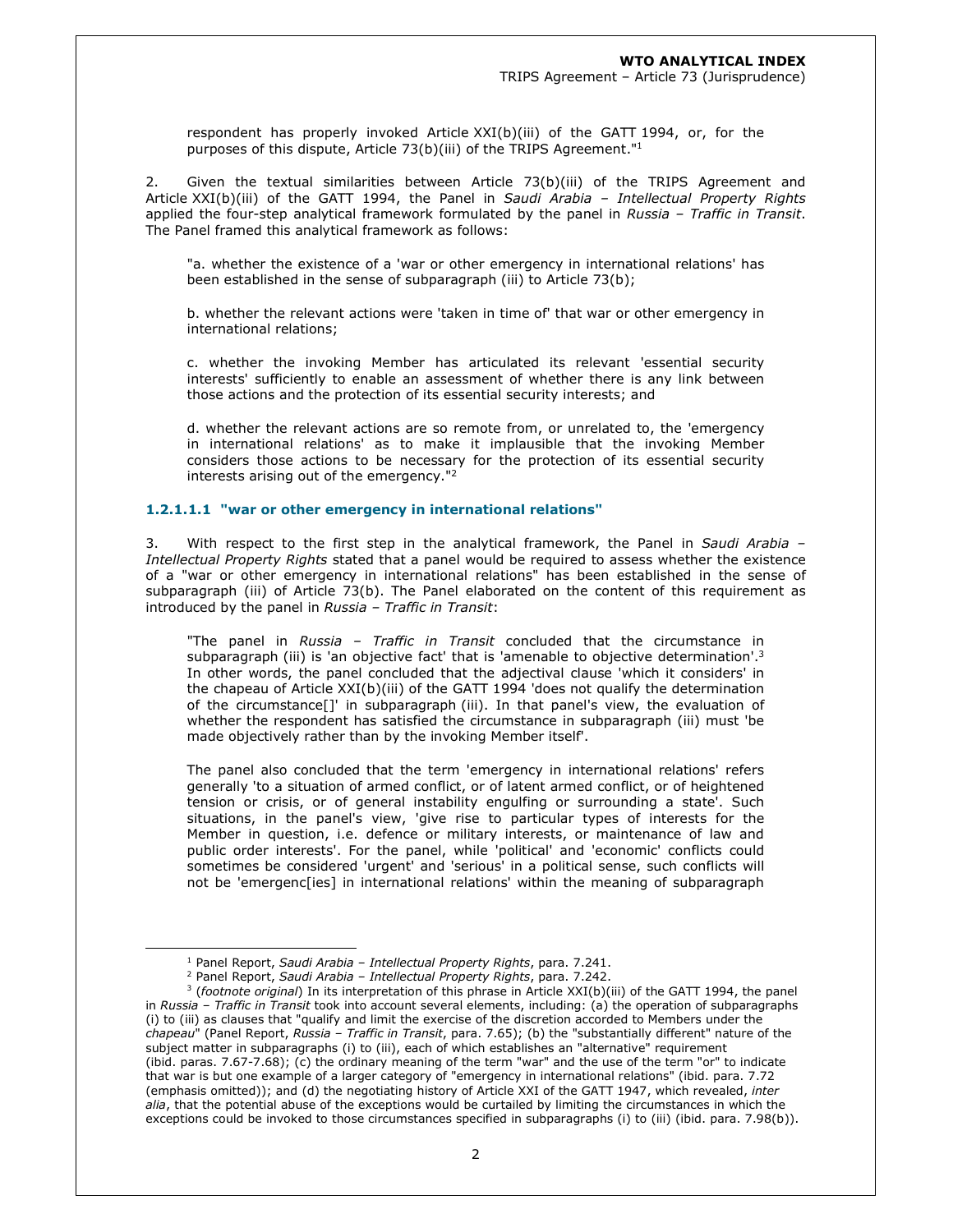respondent has properly invoked Article XXI(b)(iii) of the GATT 1994, or, for the purposes of this dispute, Article 73(b)(iii) of the TRIPS Agreement."[1]

2. Given the textual similarities between Article 73(b)(iii) of the TRIPS Agreement and Article XXI(b)(iii) of the GATT 1994, the Panel in *Saudi Arabia – Intellectual Property Rights* applied the four-step analytical framework formulated by the panel in *Russia – Traffic in Transit*. The Panel framed this analytical framework as follows:

> "a. whether the existence of a 'war or other emergency in international relations' has been established in the sense of subparagraph (iii) to Article 73(b);
>
> b. whether the relevant actions were 'taken in time of' that war or other emergency in international relations;
>
> c. whether the invoking Member has articulated its relevant 'essential security interests' sufficiently to enable an assessment of whether there is any link between those actions and the protection of its essential security interests; and
>
> d. whether the relevant actions are so remote from, or unrelated to, the 'emergency in international relations' as to make it implausible that the invoking Member considers those actions to be necessary for the protection of its essential security interests arising out of the emergency."[2]

#### 1.2.1.1.1 "war or other emergency in international relations"

3. With respect to the first step in the analytical framework, the Panel in *Saudi Arabia – Intellectual Property Rights* stated that a panel would be required to assess whether the existence of a "war or other emergency in international relations" has been established in the sense of subparagraph (iii) of Article 73(b). The Panel elaborated on the content of this requirement as introduced by the panel in *Russia – Traffic in Transit*:

> "The panel in *Russia – Traffic in Transit* concluded that the circumstance in subparagraph (iii) is 'an objective fact' that is 'amenable to objective determination'.[3] In other words, the panel concluded that the adjectival clause 'which it considers' in the chapeau of Article XXI(b)(iii) of the GATT 1994 'does not qualify the determination of the circumstance[]' in subparagraph (iii). In that panel's view, the evaluation of whether the respondent has satisfied the circumstance in subparagraph (iii) must 'be made objectively rather than by the invoking Member itself'.
>
> The panel also concluded that the term 'emergency in international relations' refers generally 'to a situation of armed conflict, or of latent armed conflict, or of heightened tension or crisis, or of general instability engulfing or surrounding a state'. Such situations, in the panel's view, 'give rise to particular types of interests for the Member in question, i.e. defence or military interests, or maintenance of law and public order interests'. For the panel, while 'political' and 'economic' conflicts could sometimes be considered 'urgent' and 'serious' in a political sense, such conflicts will not be 'emergenc[ies] in international relations' within the meaning of subparagraph

---

[1] Panel Report, *Saudi Arabia – Intellectual Property Rights*, para. 7.241.

[2] Panel Report, *Saudi Arabia – Intellectual Property Rights*, para. 7.242.

[3] (*footnote original*) In its interpretation of this phrase in Article XXI(b)(iii) of the GATT 1994, the panel in *Russia – Traffic in Transit* took into account several elements, including: (a) the operation of subparagraphs (i) to (iii) as clauses that "qualify and limit the exercise of the discretion accorded to Members under the *chapeau*" (Panel Report, *Russia – Traffic in Transit*, para. 7.65); (b) the "substantially different" nature of the subject matter in subparagraphs (i) to (iii), each of which establishes an "alternative" requirement (ibid. paras. 7.67-7.68); (c) the ordinary meaning of the term "war" and the use of the term "or" to indicate that war is but one example of a larger category of "emergency in international relations" (ibid. para. 7.72 (emphasis omitted)); and (d) the negotiating history of Article XXI of the GATT 1947, which revealed, *inter alia*, that the potential abuse of the exceptions would be curtailed by limiting the circumstances in which the exceptions could be invoked to those circumstances specified in subparagraphs (i) to (iii) (ibid. para. 7.98(b)).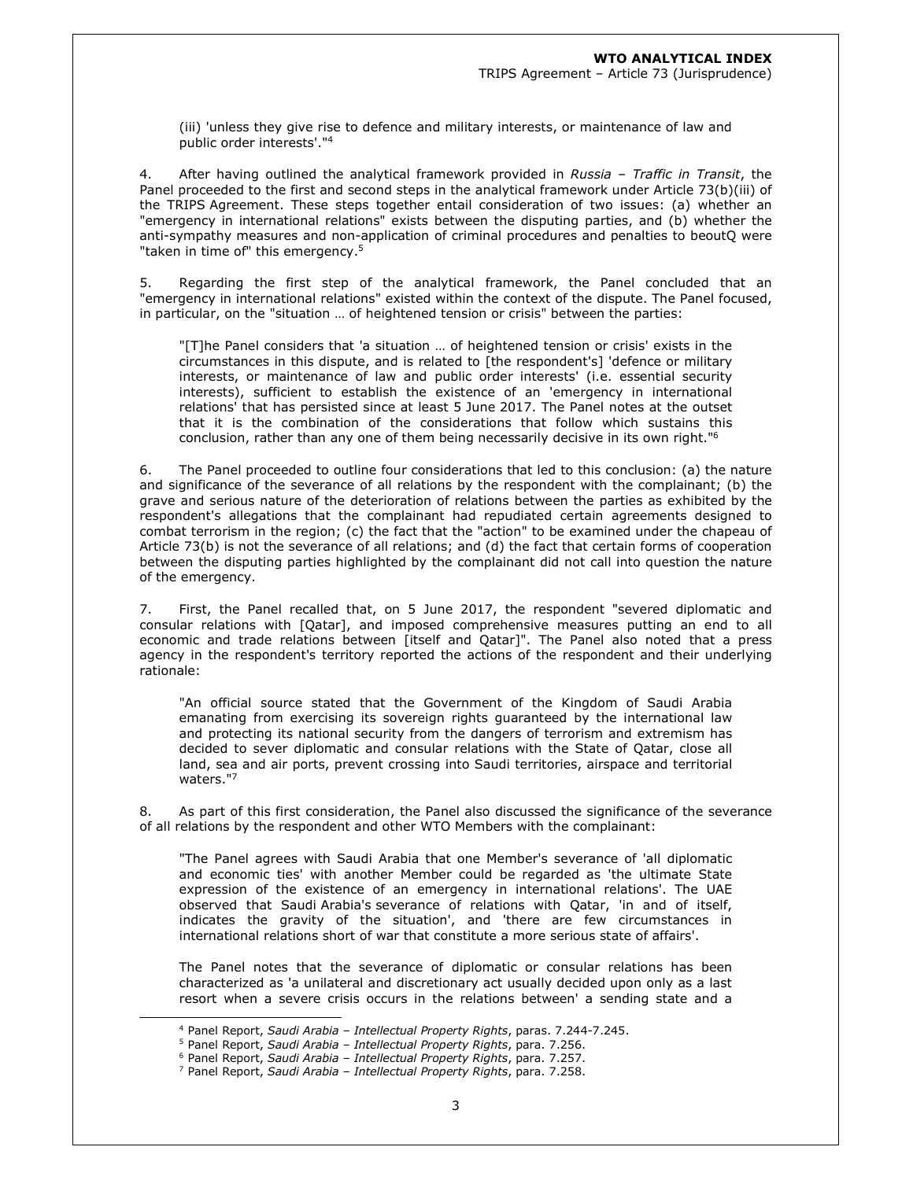(iii) 'unless they give rise to defence and military interests, or maintenance of law and public order interests'."[4]

4. After having outlined the analytical framework provided in *Russia – Traffic in Transit*, the Panel proceeded to the first and second steps in the analytical framework under Article 73(b)(iii) of the TRIPS Agreement. These steps together entail consideration of two issues: (a) whether an "emergency in international relations" exists between the disputing parties, and (b) whether the anti-sympathy measures and non-application of criminal procedures and penalties to beoutQ were "taken in time of" this emergency.[5]

5. Regarding the first step of the analytical framework, the Panel concluded that an "emergency in international relations" existed within the context of the dispute. The Panel focused, in particular, on the "situation … of heightened tension or crisis" between the parties:

> "[T]he Panel considers that 'a situation … of heightened tension or crisis' exists in the circumstances in this dispute, and is related to [the respondent's] 'defence or military interests, or maintenance of law and public order interests' (i.e. essential security interests), sufficient to establish the existence of an 'emergency in international relations' that has persisted since at least 5 June 2017. The Panel notes at the outset that it is the combination of the considerations that follow which sustains this conclusion, rather than any one of them being necessarily decisive in its own right."[6]

6. The Panel proceeded to outline four considerations that led to this conclusion: (a) the nature and significance of the severance of all relations by the respondent with the complainant; (b) the grave and serious nature of the deterioration of relations between the parties as exhibited by the respondent's allegations that the complainant had repudiated certain agreements designed to combat terrorism in the region; (c) the fact that the "action" to be examined under the chapeau of Article 73(b) is not the severance of all relations; and (d) the fact that certain forms of cooperation between the disputing parties highlighted by the complainant did not call into question the nature of the emergency.

7. First, the Panel recalled that, on 5 June 2017, the respondent "severed diplomatic and consular relations with [Qatar], and imposed comprehensive measures putting an end to all economic and trade relations between [itself and Qatar]". The Panel also noted that a press agency in the respondent's territory reported the actions of the respondent and their underlying rationale:

> "An official source stated that the Government of the Kingdom of Saudi Arabia emanating from exercising its sovereign rights guaranteed by the international law and protecting its national security from the dangers of terrorism and extremism has decided to sever diplomatic and consular relations with the State of Qatar, close all land, sea and air ports, prevent crossing into Saudi territories, airspace and territorial waters."[7]

8. As part of this first consideration, the Panel also discussed the significance of the severance of all relations by the respondent and other WTO Members with the complainant:

> "The Panel agrees with Saudi Arabia that one Member's severance of 'all diplomatic and economic ties' with another Member could be regarded as 'the ultimate State expression of the existence of an emergency in international relations'. The UAE observed that Saudi Arabia's severance of relations with Qatar, 'in and of itself, indicates the gravity of the situation', and 'there are few circumstances in international relations short of war that constitute a more serious state of affairs'.
>
> The Panel notes that the severance of diplomatic or consular relations has been characterized as 'a unilateral and discretionary act usually decided upon only as a last resort when a severe crisis occurs in the relations between' a sending state and a

---

[4] Panel Report, *Saudi Arabia – Intellectual Property Rights*, paras. 7.244-7.245.

[5] Panel Report, *Saudi Arabia – Intellectual Property Rights*, para. 7.256.

[6] Panel Report, *Saudi Arabia – Intellectual Property Rights*, para. 7.257.

[7] Panel Report, *Saudi Arabia – Intellectual Property Rights*, para. 7.258.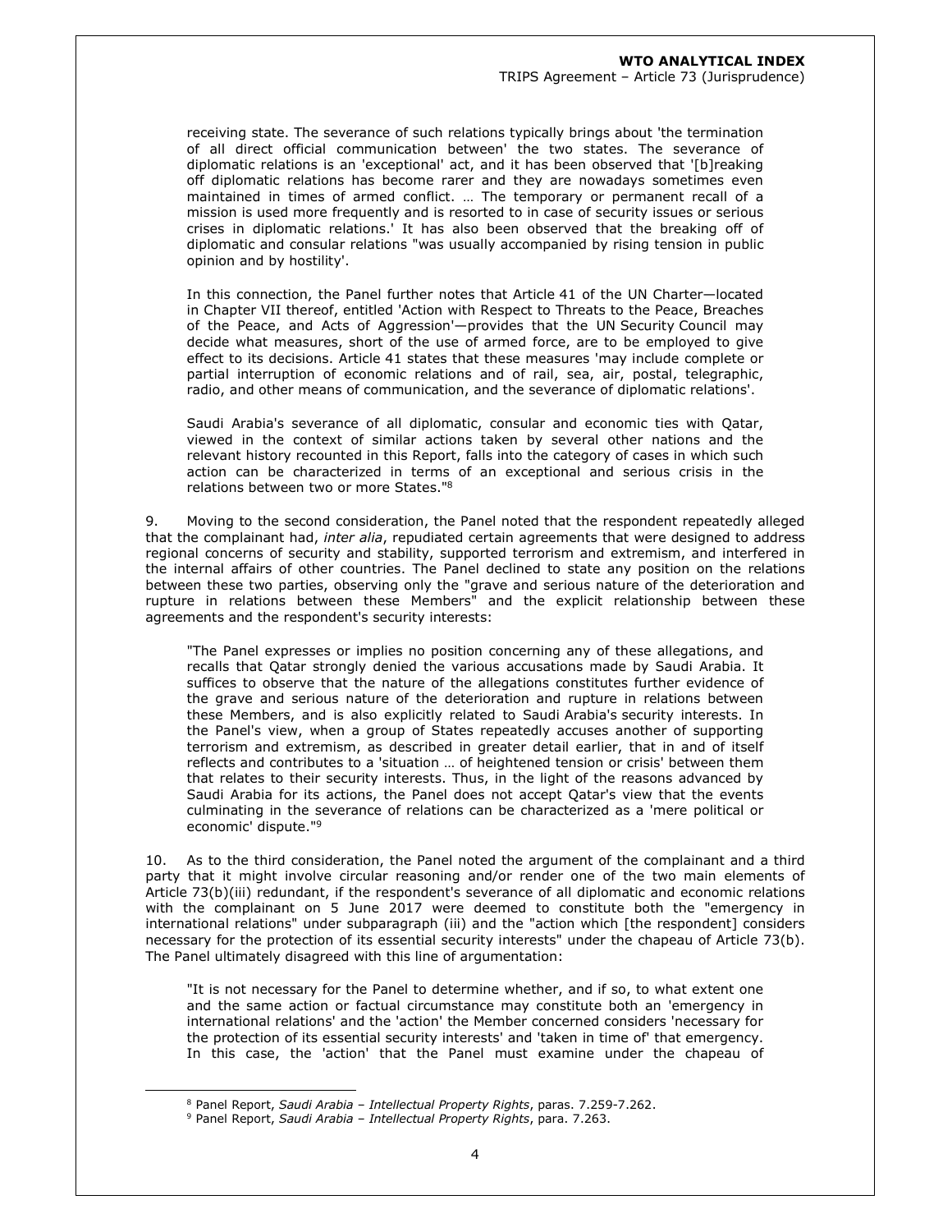> receiving state. The severance of such relations typically brings about 'the termination of all direct official communication between' the two states. The severance of diplomatic relations is an 'exceptional' act, and it has been observed that '[b]reaking off diplomatic relations has become rarer and they are nowadays sometimes even maintained in times of armed conflict. … The temporary or permanent recall of a mission is used more frequently and is resorted to in case of security issues or serious crises in diplomatic relations.' It has also been observed that the breaking off of diplomatic and consular relations "was usually accompanied by rising tension in public opinion and by hostility'.
>
> In this connection, the Panel further notes that Article 41 of the UN Charter—located in Chapter VII thereof, entitled 'Action with Respect to Threats to the Peace, Breaches of the Peace, and Acts of Aggression'—provides that the UN Security Council may decide what measures, short of the use of armed force, are to be employed to give effect to its decisions. Article 41 states that these measures 'may include complete or partial interruption of economic relations and of rail, sea, air, postal, telegraphic, radio, and other means of communication, and the severance of diplomatic relations'.
>
> Saudi Arabia's severance of all diplomatic, consular and economic ties with Qatar, viewed in the context of similar actions taken by several other nations and the relevant history recounted in this Report, falls into the category of cases in which such action can be characterized in terms of an exceptional and serious crisis in the relations between two or more States."[8]

9. Moving to the second consideration, the Panel noted that the respondent repeatedly alleged that the complainant had, *inter alia*, repudiated certain agreements that were designed to address regional concerns of security and stability, supported terrorism and extremism, and interfered in the internal affairs of other countries. The Panel declined to state any position on the relations between these two parties, observing only the "grave and serious nature of the deterioration and rupture in relations between these Members" and the explicit relationship between these agreements and the respondent's security interests:

> "The Panel expresses or implies no position concerning any of these allegations, and recalls that Qatar strongly denied the various accusations made by Saudi Arabia. It suffices to observe that the nature of the allegations constitutes further evidence of the grave and serious nature of the deterioration and rupture in relations between these Members, and is also explicitly related to Saudi Arabia's security interests. In the Panel's view, when a group of States repeatedly accuses another of supporting terrorism and extremism, as described in greater detail earlier, that in and of itself reflects and contributes to a 'situation … of heightened tension or crisis' between them that relates to their security interests. Thus, in the light of the reasons advanced by Saudi Arabia for its actions, the Panel does not accept Qatar's view that the events culminating in the severance of relations can be characterized as a 'mere political or economic' dispute."[9]

10. As to the third consideration, the Panel noted the argument of the complainant and a third party that it might involve circular reasoning and/or render one of the two main elements of Article 73(b)(iii) redundant, if the respondent's severance of all diplomatic and economic relations with the complainant on 5 June 2017 were deemed to constitute both the "emergency in international relations" under subparagraph (iii) and the "action which [the respondent] considers necessary for the protection of its essential security interests" under the chapeau of Article 73(b). The Panel ultimately disagreed with this line of argumentation:

> "It is not necessary for the Panel to determine whether, and if so, to what extent one and the same action or factual circumstance may constitute both an 'emergency in international relations' and the 'action' the Member concerned considers 'necessary for the protection of its essential security interests' and 'taken in time of' that emergency. In this case, the 'action' that the Panel must examine under the chapeau of

---

[8] Panel Report, *Saudi Arabia – Intellectual Property Rights*, paras. 7.259-7.262.

[9] Panel Report, *Saudi Arabia – Intellectual Property Rights*, para. 7.263.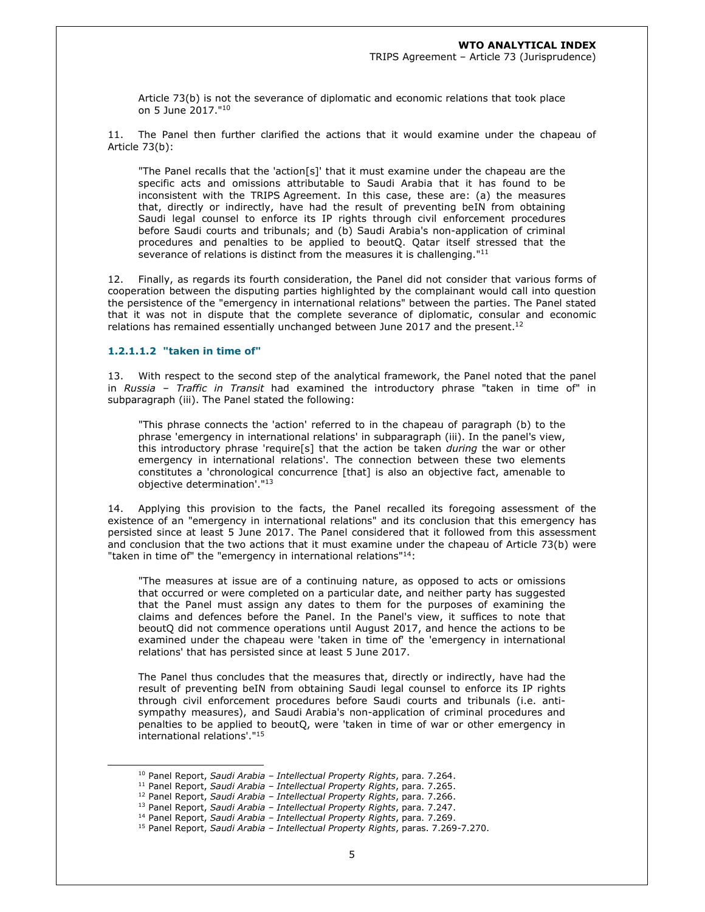Article 73(b) is not the severance of diplomatic and economic relations that took place on 5 June 2017."[10]

11. The Panel then further clarified the actions that it would examine under the chapeau of Article 73(b):

> "The Panel recalls that the 'action[s]' that it must examine under the chapeau are the specific acts and omissions attributable to Saudi Arabia that it has found to be inconsistent with the TRIPS Agreement. In this case, these are: (a) the measures that, directly or indirectly, have had the result of preventing beIN from obtaining Saudi legal counsel to enforce its IP rights through civil enforcement procedures before Saudi courts and tribunals; and (b) Saudi Arabia's non-application of criminal procedures and penalties to be applied to beoutQ. Qatar itself stressed that the severance of relations is distinct from the measures it is challenging."[11]

12. Finally, as regards its fourth consideration, the Panel did not consider that various forms of cooperation between the disputing parties highlighted by the complainant would call into question the persistence of the "emergency in international relations" between the parties. The Panel stated that it was not in dispute that the complete severance of diplomatic, consular and economic relations has remained essentially unchanged between June 2017 and the present.[12]

#### 1.2.1.1.2 "taken in time of"

13. With respect to the second step of the analytical framework, the Panel noted that the panel in *Russia – Traffic in Transit* had examined the introductory phrase "taken in time of" in subparagraph (iii). The Panel stated the following:

> "This phrase connects the 'action' referred to in the chapeau of paragraph (b) to the phrase 'emergency in international relations' in subparagraph (iii). In the panel's view, this introductory phrase 'require[s] that the action be taken *during* the war or other emergency in international relations'. The connection between these two elements constitutes a 'chronological concurrence [that] is also an objective fact, amenable to objective determination'."[13]

14. Applying this provision to the facts, the Panel recalled its foregoing assessment of the existence of an "emergency in international relations" and its conclusion that this emergency has persisted since at least 5 June 2017. The Panel considered that it followed from this assessment and conclusion that the two actions that it must examine under the chapeau of Article 73(b) were "taken in time of" the "emergency in international relations"[14]:

> "The measures at issue are of a continuing nature, as opposed to acts or omissions that occurred or were completed on a particular date, and neither party has suggested that the Panel must assign any dates to them for the purposes of examining the claims and defences before the Panel. In the Panel's view, it suffices to note that beoutQ did not commence operations until August 2017, and hence the actions to be examined under the chapeau were 'taken in time of' the 'emergency in international relations' that has persisted since at least 5 June 2017.
>
> The Panel thus concludes that the measures that, directly or indirectly, have had the result of preventing beIN from obtaining Saudi legal counsel to enforce its IP rights through civil enforcement procedures before Saudi courts and tribunals (i.e. anti-sympathy measures), and Saudi Arabia's non-application of criminal procedures and penalties to be applied to beoutQ, were 'taken in time of war or other emergency in international relations'."[15]

---

[10] Panel Report, *Saudi Arabia – Intellectual Property Rights*, para. 7.264.
[11] Panel Report, *Saudi Arabia – Intellectual Property Rights*, para. 7.265.
[12] Panel Report, *Saudi Arabia – Intellectual Property Rights*, para. 7.266.
[13] Panel Report, *Saudi Arabia – Intellectual Property Rights*, para. 7.247.
[14] Panel Report, *Saudi Arabia – Intellectual Property Rights*, para. 7.269.
[15] Panel Report, *Saudi Arabia – Intellectual Property Rights*, paras. 7.269-7.270.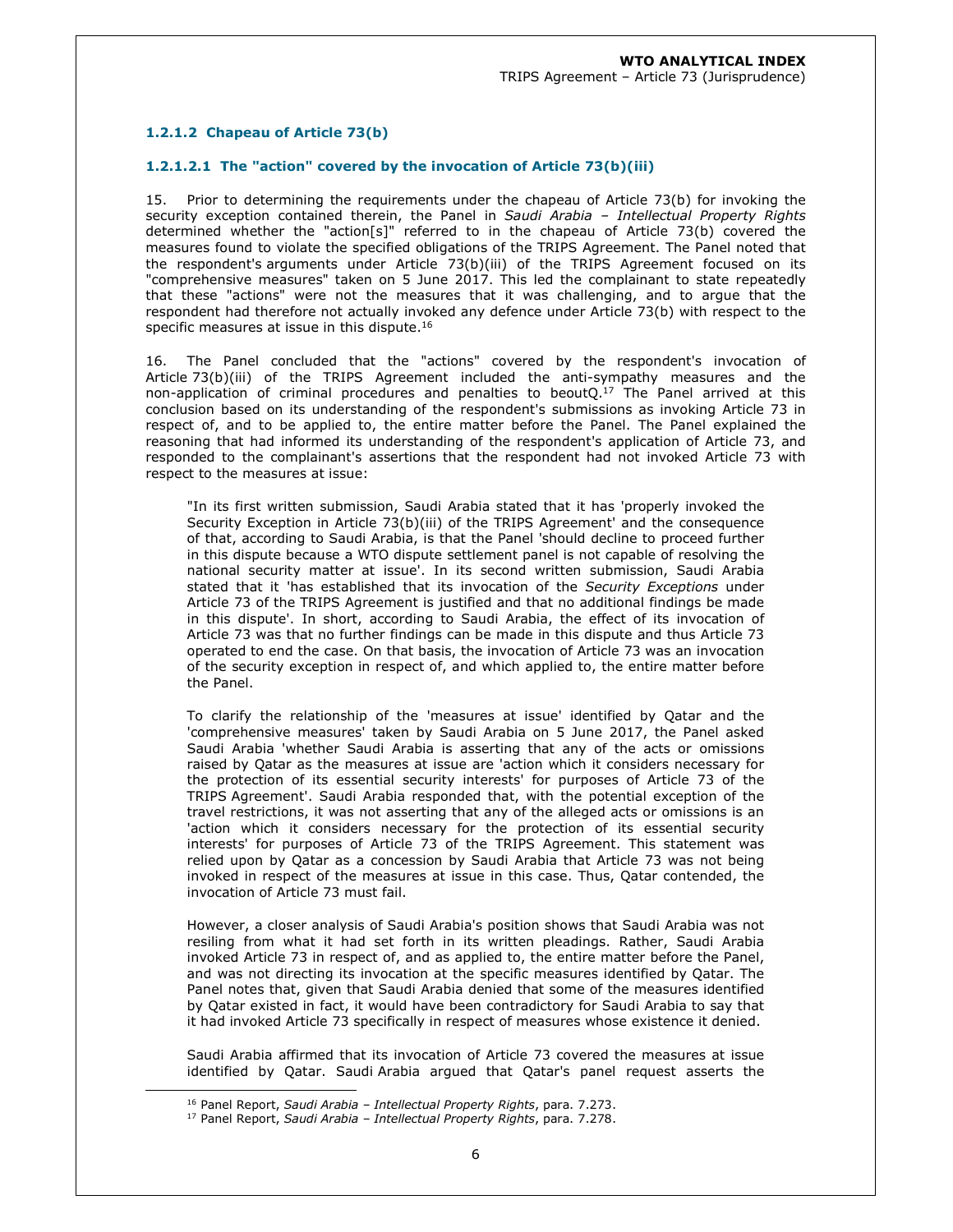#### 1.2.1.2 Chapeau of Article 73(b)

##### 1.2.1.2.1 The "action" covered by the invocation of Article 73(b)(iii)

15. Prior to determining the requirements under the chapeau of Article 73(b) for invoking the security exception contained therein, the Panel in *Saudi Arabia – Intellectual Property Rights* determined whether the "action[s]" referred to in the chapeau of Article 73(b) covered the measures found to violate the specified obligations of the TRIPS Agreement. The Panel noted that the respondent's arguments under Article 73(b)(iii) of the TRIPS Agreement focused on its "comprehensive measures" taken on 5 June 2017. This led the complainant to state repeatedly that these "actions" were not the measures that it was challenging, and to argue that the respondent had therefore not actually invoked any defence under Article 73(b) with respect to the specific measures at issue in this dispute.[16]

16. The Panel concluded that the "actions" covered by the respondent's invocation of Article 73(b)(iii) of the TRIPS Agreement included the anti-sympathy measures and the non-application of criminal procedures and penalties to beoutQ.[17] The Panel arrived at this conclusion based on its understanding of the respondent's submissions as invoking Article 73 in respect of, and to be applied to, the entire matter before the Panel. The Panel explained the reasoning that had informed its understanding of the respondent's application of Article 73, and responded to the complainant's assertions that the respondent had not invoked Article 73 with respect to the measures at issue:

> "In its first written submission, Saudi Arabia stated that it has 'properly invoked the Security Exception in Article 73(b)(iii) of the TRIPS Agreement' and the consequence of that, according to Saudi Arabia, is that the Panel 'should decline to proceed further in this dispute because a WTO dispute settlement panel is not capable of resolving the national security matter at issue'. In its second written submission, Saudi Arabia stated that it 'has established that its invocation of the *Security Exceptions* under Article 73 of the TRIPS Agreement is justified and that no additional findings be made in this dispute'. In short, according to Saudi Arabia, the effect of its invocation of Article 73 was that no further findings can be made in this dispute and thus Article 73 operated to end the case. On that basis, the invocation of Article 73 was an invocation of the security exception in respect of, and which applied to, the entire matter before the Panel.
>
> To clarify the relationship of the 'measures at issue' identified by Qatar and the 'comprehensive measures' taken by Saudi Arabia on 5 June 2017, the Panel asked Saudi Arabia 'whether Saudi Arabia is asserting that any of the acts or omissions raised by Qatar as the measures at issue are 'action which it considers necessary for the protection of its essential security interests' for purposes of Article 73 of the TRIPS Agreement'. Saudi Arabia responded that, with the potential exception of the travel restrictions, it was not asserting that any of the alleged acts or omissions is an 'action which it considers necessary for the protection of its essential security interests' for purposes of Article 73 of the TRIPS Agreement. This statement was relied upon by Qatar as a concession by Saudi Arabia that Article 73 was not being invoked in respect of the measures at issue in this case. Thus, Qatar contended, the invocation of Article 73 must fail.
>
> However, a closer analysis of Saudi Arabia's position shows that Saudi Arabia was not resiling from what it had set forth in its written pleadings. Rather, Saudi Arabia invoked Article 73 in respect of, and as applied to, the entire matter before the Panel, and was not directing its invocation at the specific measures identified by Qatar. The Panel notes that, given that Saudi Arabia denied that some of the measures identified by Qatar existed in fact, it would have been contradictory for Saudi Arabia to say that it had invoked Article 73 specifically in respect of measures whose existence it denied.
>
> Saudi Arabia affirmed that its invocation of Article 73 covered the measures at issue identified by Qatar. Saudi Arabia argued that Qatar's panel request asserts the

[16] Panel Report, *Saudi Arabia – Intellectual Property Rights*, para. 7.273.
[17] Panel Report, *Saudi Arabia – Intellectual Property Rights*, para. 7.278.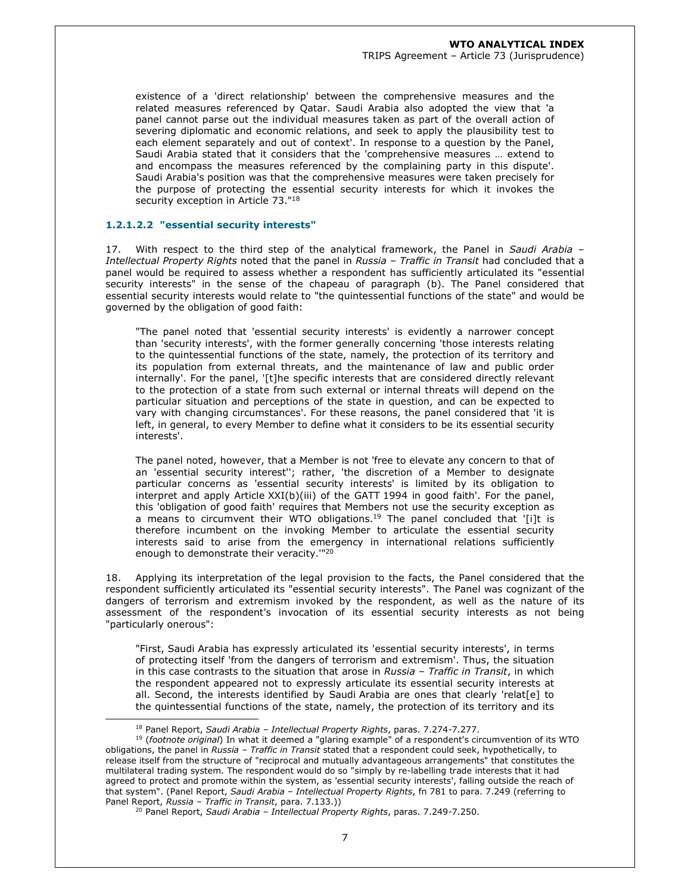existence of a 'direct relationship' between the comprehensive measures and the related measures referenced by Qatar. Saudi Arabia also adopted the view that 'a panel cannot parse out the individual measures taken as part of the overall action of severing diplomatic and economic relations, and seek to apply the plausibility test to each element separately and out of context'. In response to a question by the Panel, Saudi Arabia stated that it considers that the 'comprehensive measures … extend to and encompass the measures referenced by the complaining party in this dispute'. Saudi Arabia's position was that the comprehensive measures were taken precisely for the purpose of protecting the essential security interests for which it invokes the security exception in Article 73."[18]

#### 1.2.1.2.2 "essential security interests"

17. With respect to the third step of the analytical framework, the Panel in *Saudi Arabia – Intellectual Property Rights* noted that the panel in *Russia – Traffic in Transit* had concluded that a panel would be required to assess whether a respondent has sufficiently articulated its "essential security interests" in the sense of the chapeau of paragraph (b). The Panel considered that essential security interests would relate to "the quintessential functions of the state" and would be governed by the obligation of good faith:

> "The panel noted that 'essential security interests' is evidently a narrower concept than 'security interests', with the former generally concerning 'those interests relating to the quintessential functions of the state, namely, the protection of its territory and its population from external threats, and the maintenance of law and public order internally'. For the panel, '[t]he specific interests that are considered directly relevant to the protection of a state from such external or internal threats will depend on the particular situation and perceptions of the state in question, and can be expected to vary with changing circumstances'. For these reasons, the panel considered that 'it is left, in general, to every Member to define what it considers to be its essential security interests'.
>
> The panel noted, however, that a Member is not 'free to elevate any concern to that of an 'essential security interest''; rather, 'the discretion of a Member to designate particular concerns as 'essential security interests' is limited by its obligation to interpret and apply Article XXI(b)(iii) of the GATT 1994 in good faith'. For the panel, this 'obligation of good faith' requires that Members not use the security exception as a means to circumvent their WTO obligations.[19] The panel concluded that '[i]t is therefore incumbent on the invoking Member to articulate the essential security interests said to arise from the emergency in international relations sufficiently enough to demonstrate their veracity.'"[20]

18. Applying its interpretation of the legal provision to the facts, the Panel considered that the respondent sufficiently articulated its "essential security interests". The Panel was cognizant of the dangers of terrorism and extremism invoked by the respondent, as well as the nature of its assessment of the respondent's invocation of its essential security interests as not being "particularly onerous":

> "First, Saudi Arabia has expressly articulated its 'essential security interests', in terms of protecting itself 'from the dangers of terrorism and extremism'. Thus, the situation in this case contrasts to the situation that arose in *Russia – Traffic in Transit*, in which the respondent appeared not to expressly articulate its essential security interests at all. Second, the interests identified by Saudi Arabia are ones that clearly 'relat[e] to the quintessential functions of the state, namely, the protection of its territory and its

---

[18] Panel Report, *Saudi Arabia – Intellectual Property Rights*, paras. 7.274-7.277.

[19] (*footnote original*) In what it deemed a "glaring example" of a respondent's circumvention of its WTO obligations, the panel in *Russia – Traffic in Transit* stated that a respondent could seek, hypothetically, to release itself from the structure of "reciprocal and mutually advantageous arrangements" that constitutes the multilateral trading system. The respondent would do so "simply by re-labelling trade interests that it had agreed to protect and promote within the system, as 'essential security interests', falling outside the reach of that system". (Panel Report, *Saudi Arabia – Intellectual Property Rights*, fn 781 to para. 7.249 (referring to Panel Report, *Russia – Traffic in Transit*, para. 7.133.))

[20] Panel Report, *Saudi Arabia – Intellectual Property Rights*, paras. 7.249-7.250.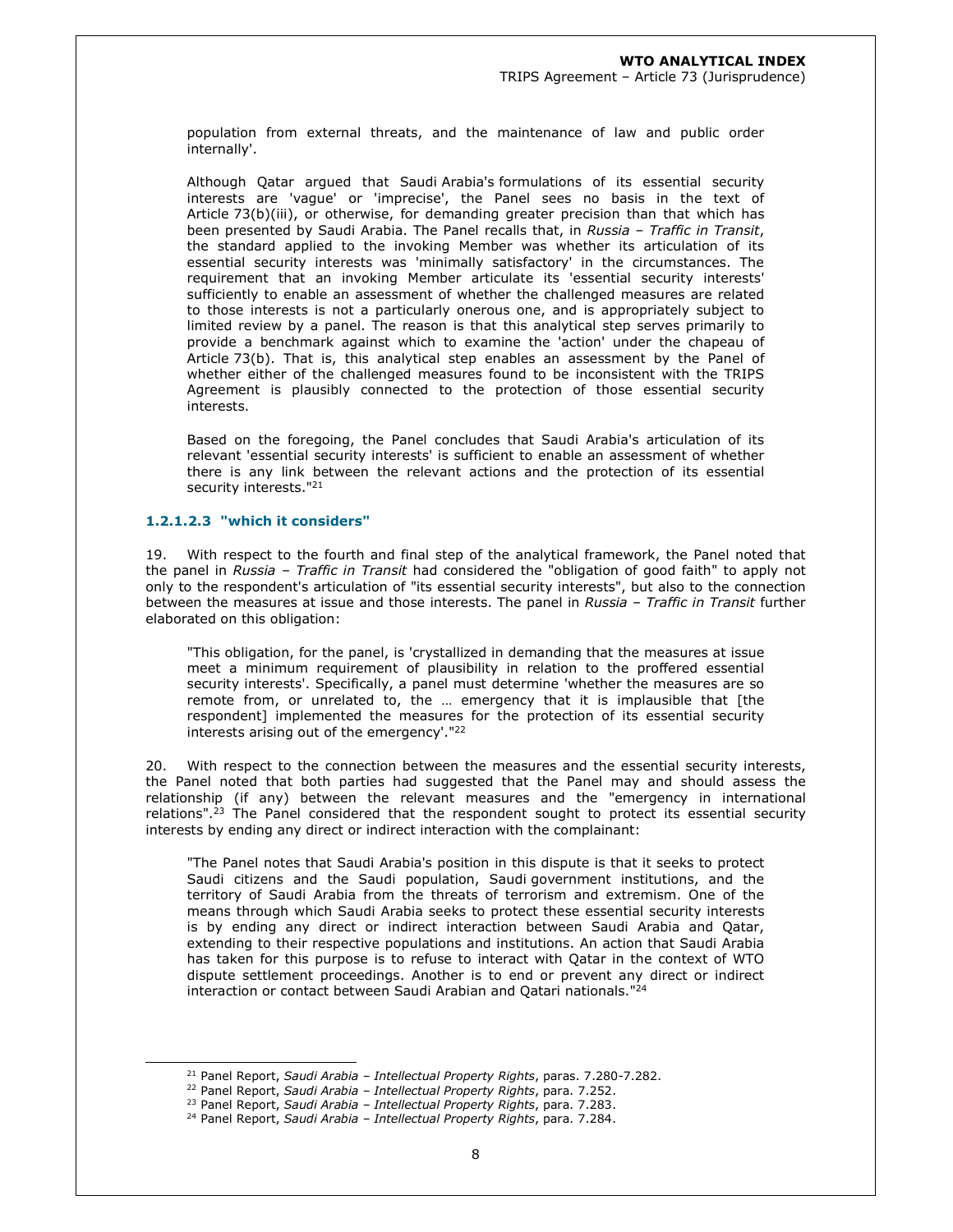population from external threats, and the maintenance of law and public order internally'.

> Although Qatar argued that Saudi Arabia's formulations of its essential security interests are 'vague' or 'imprecise', the Panel sees no basis in the text of Article 73(b)(iii), or otherwise, for demanding greater precision than that which has been presented by Saudi Arabia. The Panel recalls that, in *Russia – Traffic in Transit*, the standard applied to the invoking Member was whether its articulation of its essential security interests was 'minimally satisfactory' in the circumstances. The requirement that an invoking Member articulate its 'essential security interests' sufficiently to enable an assessment of whether the challenged measures are related to those interests is not a particularly onerous one, and is appropriately subject to limited review by a panel. The reason is that this analytical step serves primarily to provide a benchmark against which to examine the 'action' under the chapeau of Article 73(b). That is, this analytical step enables an assessment by the Panel of whether either of the challenged measures found to be inconsistent with the TRIPS Agreement is plausibly connected to the protection of those essential security interests.
>
> Based on the foregoing, the Panel concludes that Saudi Arabia's articulation of its relevant 'essential security interests' is sufficient to enable an assessment of whether there is any link between the relevant actions and the protection of its essential security interests."[21]

#### 1.2.1.2.3 "which it considers"

19. With respect to the fourth and final step of the analytical framework, the Panel noted that the panel in *Russia – Traffic in Transit* had considered the "obligation of good faith" to apply not only to the respondent's articulation of "its essential security interests", but also to the connection between the measures at issue and those interests. The panel in *Russia – Traffic in Transit* further elaborated on this obligation:

> "This obligation, for the panel, is 'crystallized in demanding that the measures at issue meet a minimum requirement of plausibility in relation to the proffered essential security interests'. Specifically, a panel must determine 'whether the measures are so remote from, or unrelated to, the … emergency that it is implausible that [the respondent] implemented the measures for the protection of its essential security interests arising out of the emergency'."[22]

20. With respect to the connection between the measures and the essential security interests, the Panel noted that both parties had suggested that the Panel may and should assess the relationship (if any) between the relevant measures and the "emergency in international relations".[23] The Panel considered that the respondent sought to protect its essential security interests by ending any direct or indirect interaction with the complainant:

> "The Panel notes that Saudi Arabia's position in this dispute is that it seeks to protect Saudi citizens and the Saudi population, Saudi government institutions, and the territory of Saudi Arabia from the threats of terrorism and extremism. One of the means through which Saudi Arabia seeks to protect these essential security interests is by ending any direct or indirect interaction between Saudi Arabia and Qatar, extending to their respective populations and institutions. An action that Saudi Arabia has taken for this purpose is to refuse to interact with Qatar in the context of WTO dispute settlement proceedings. Another is to end or prevent any direct or indirect interaction or contact between Saudi Arabian and Qatari nationals."[24]

---

[21] Panel Report, *Saudi Arabia – Intellectual Property Rights*, paras. 7.280-7.282.

[22] Panel Report, *Saudi Arabia – Intellectual Property Rights*, para. 7.252.

[23] Panel Report, *Saudi Arabia – Intellectual Property Rights*, para. 7.283.

[24] Panel Report, *Saudi Arabia – Intellectual Property Rights*, para. 7.284.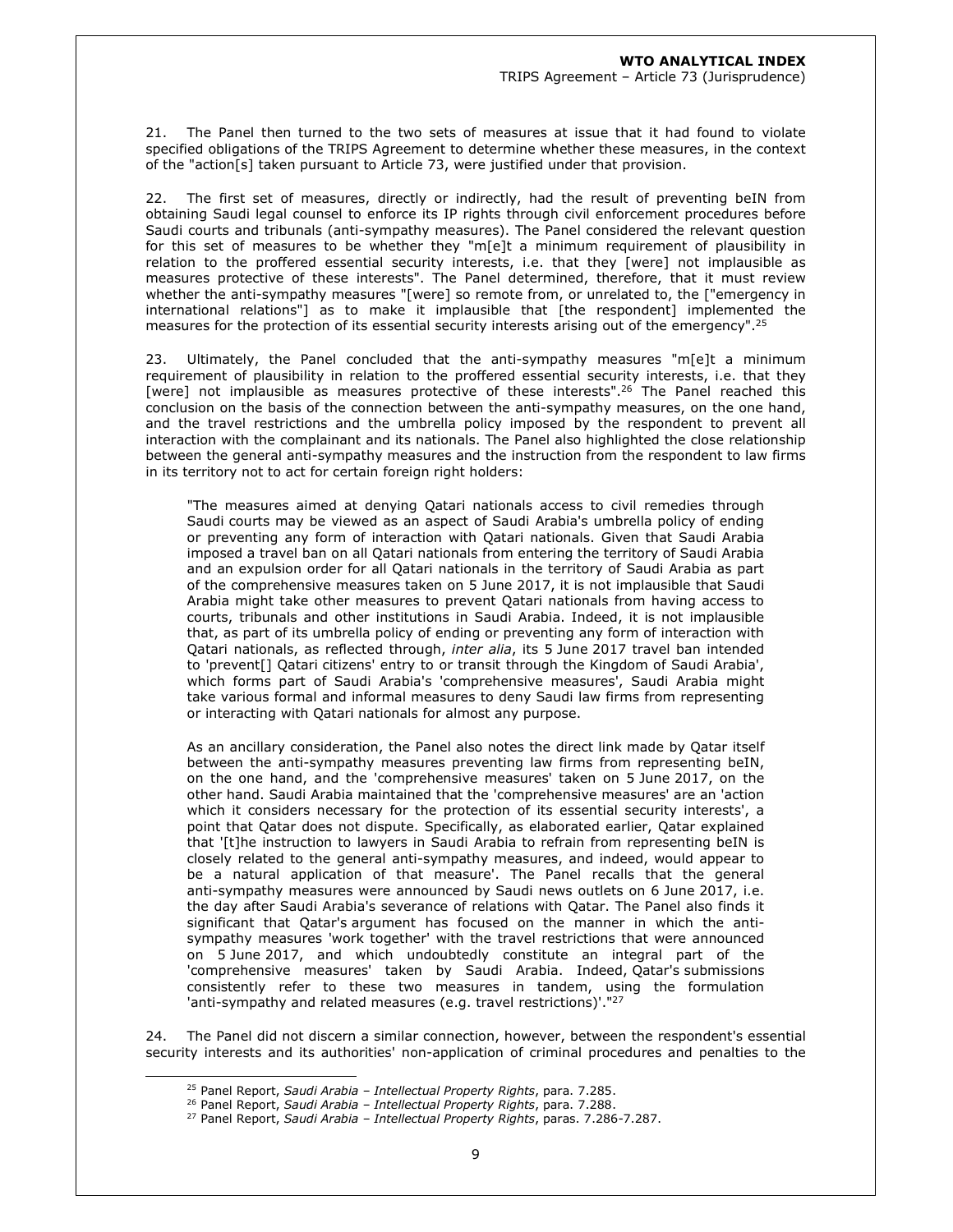21. The Panel then turned to the two sets of measures at issue that it had found to violate specified obligations of the TRIPS Agreement to determine whether these measures, in the context of the "action[s] taken pursuant to Article 73, were justified under that provision.

22. The first set of measures, directly or indirectly, had the result of preventing beIN from obtaining Saudi legal counsel to enforce its IP rights through civil enforcement procedures before Saudi courts and tribunals (anti-sympathy measures). The Panel considered the relevant question for this set of measures to be whether they "m[e]t a minimum requirement of plausibility in relation to the proffered essential security interests, i.e. that they [were] not implausible as measures protective of these interests". The Panel determined, therefore, that it must review whether the anti-sympathy measures "[were] so remote from, or unrelated to, the ["emergency in international relations"] as to make it implausible that [the respondent] implemented the measures for the protection of its essential security interests arising out of the emergency".[25]

23. Ultimately, the Panel concluded that the anti-sympathy measures "m[e]t a minimum requirement of plausibility in relation to the proffered essential security interests, i.e. that they [were] not implausible as measures protective of these interests".[26] The Panel reached this conclusion on the basis of the connection between the anti-sympathy measures, on the one hand, and the travel restrictions and the umbrella policy imposed by the respondent to prevent all interaction with the complainant and its nationals. The Panel also highlighted the close relationship between the general anti-sympathy measures and the instruction from the respondent to law firms in its territory not to act for certain foreign right holders:

> "The measures aimed at denying Qatari nationals access to civil remedies through Saudi courts may be viewed as an aspect of Saudi Arabia's umbrella policy of ending or preventing any form of interaction with Qatari nationals. Given that Saudi Arabia imposed a travel ban on all Qatari nationals from entering the territory of Saudi Arabia and an expulsion order for all Qatari nationals in the territory of Saudi Arabia as part of the comprehensive measures taken on 5 June 2017, it is not implausible that Saudi Arabia might take other measures to prevent Qatari nationals from having access to courts, tribunals and other institutions in Saudi Arabia. Indeed, it is not implausible that, as part of its umbrella policy of ending or preventing any form of interaction with Qatari nationals, as reflected through, *inter alia*, its 5 June 2017 travel ban intended to 'prevent[] Qatari citizens' entry to or transit through the Kingdom of Saudi Arabia', which forms part of Saudi Arabia's 'comprehensive measures', Saudi Arabia might take various formal and informal measures to deny Saudi law firms from representing or interacting with Qatari nationals for almost any purpose.
>
> As an ancillary consideration, the Panel also notes the direct link made by Qatar itself between the anti-sympathy measures preventing law firms from representing beIN, on the one hand, and the 'comprehensive measures' taken on 5 June 2017, on the other hand. Saudi Arabia maintained that the 'comprehensive measures' are an 'action which it considers necessary for the protection of its essential security interests', a point that Qatar does not dispute. Specifically, as elaborated earlier, Qatar explained that '[t]he instruction to lawyers in Saudi Arabia to refrain from representing beIN is closely related to the general anti-sympathy measures, and indeed, would appear to be a natural application of that measure'. The Panel recalls that the general anti-sympathy measures were announced by Saudi news outlets on 6 June 2017, i.e. the day after Saudi Arabia's severance of relations with Qatar. The Panel also finds it significant that Qatar's argument has focused on the manner in which the anti-sympathy measures 'work together' with the travel restrictions that were announced on 5 June 2017, and which undoubtedly constitute an integral part of the 'comprehensive measures' taken by Saudi Arabia. Indeed, Qatar's submissions consistently refer to these two measures in tandem, using the formulation 'anti-sympathy and related measures (e.g. travel restrictions)'."[27]

24. The Panel did not discern a similar connection, however, between the respondent's essential security interests and its authorities' non-application of criminal procedures and penalties to the

[25] Panel Report, *Saudi Arabia – Intellectual Property Rights*, para. 7.285.

[26] Panel Report, *Saudi Arabia – Intellectual Property Rights*, para. 7.288.

[27] Panel Report, *Saudi Arabia – Intellectual Property Rights*, paras. 7.286-7.287.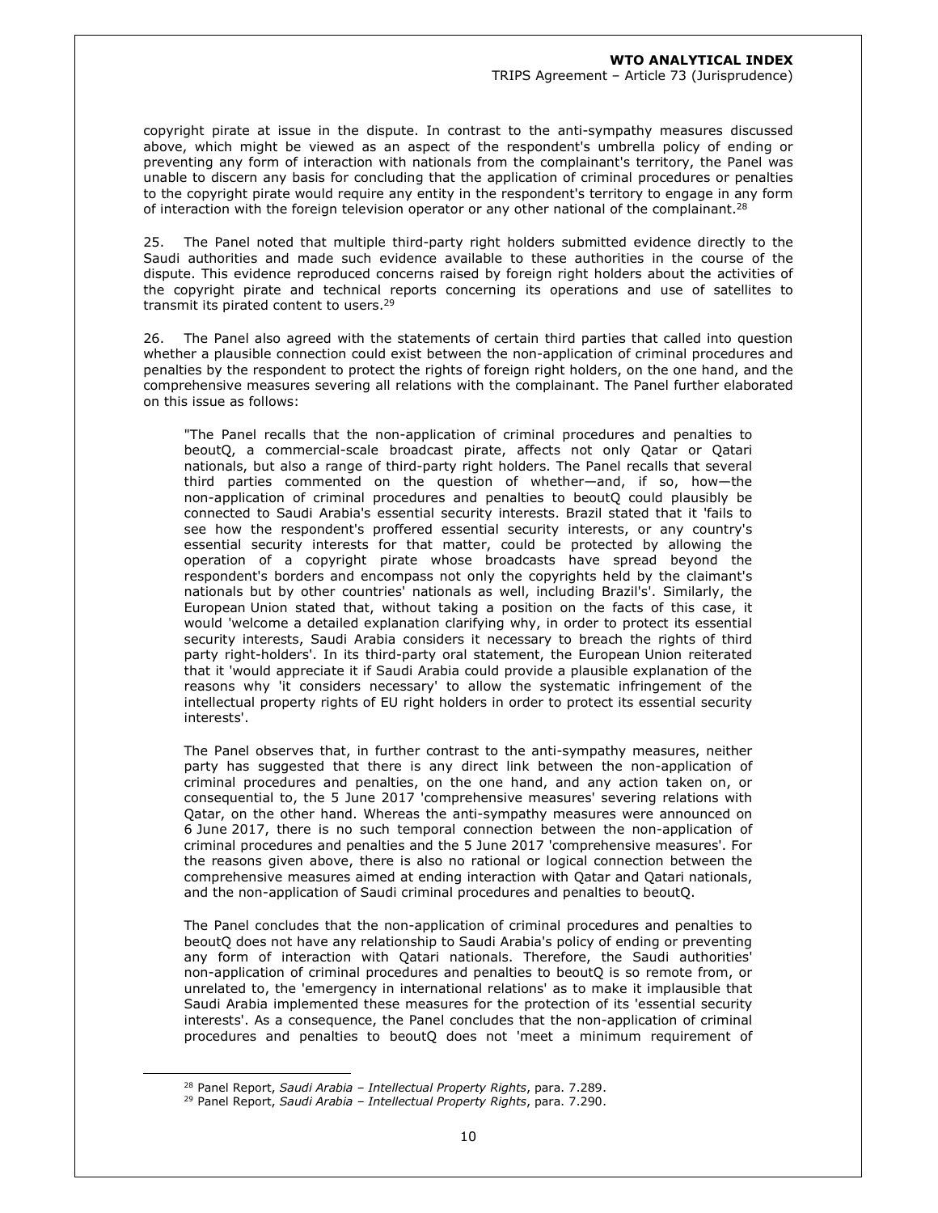copyright pirate at issue in the dispute. In contrast to the anti-sympathy measures discussed above, which might be viewed as an aspect of the respondent's umbrella policy of ending or preventing any form of interaction with nationals from the complainant's territory, the Panel was unable to discern any basis for concluding that the application of criminal procedures or penalties to the copyright pirate would require any entity in the respondent's territory to engage in any form of interaction with the foreign television operator or any other national of the complainant.[28]

25. The Panel noted that multiple third-party right holders submitted evidence directly to the Saudi authorities and made such evidence available to these authorities in the course of the dispute. This evidence reproduced concerns raised by foreign right holders about the activities of the copyright pirate and technical reports concerning its operations and use of satellites to transmit its pirated content to users.[29]

26. The Panel also agreed with the statements of certain third parties that called into question whether a plausible connection could exist between the non-application of criminal procedures and penalties by the respondent to protect the rights of foreign right holders, on the one hand, and the comprehensive measures severing all relations with the complainant. The Panel further elaborated on this issue as follows:

> "The Panel recalls that the non-application of criminal procedures and penalties to beoutQ, a commercial-scale broadcast pirate, affects not only Qatar or Qatari nationals, but also a range of third-party right holders. The Panel recalls that several third parties commented on the question of whether—and, if so, how—the non-application of criminal procedures and penalties to beoutQ could plausibly be connected to Saudi Arabia's essential security interests. Brazil stated that it 'fails to see how the respondent's proffered essential security interests, or any country's essential security interests for that matter, could be protected by allowing the operation of a copyright pirate whose broadcasts have spread beyond the respondent's borders and encompass not only the copyrights held by the claimant's nationals but by other countries' nationals as well, including Brazil's'. Similarly, the European Union stated that, without taking a position on the facts of this case, it would 'welcome a detailed explanation clarifying why, in order to protect its essential security interests, Saudi Arabia considers it necessary to breach the rights of third party right-holders'. In its third-party oral statement, the European Union reiterated that it 'would appreciate it if Saudi Arabia could provide a plausible explanation of the reasons why 'it considers necessary' to allow the systematic infringement of the intellectual property rights of EU right holders in order to protect its essential security interests'.
>
> The Panel observes that, in further contrast to the anti-sympathy measures, neither party has suggested that there is any direct link between the non-application of criminal procedures and penalties, on the one hand, and any action taken on, or consequential to, the 5 June 2017 'comprehensive measures' severing relations with Qatar, on the other hand. Whereas the anti-sympathy measures were announced on 6 June 2017, there is no such temporal connection between the non-application of criminal procedures and penalties and the 5 June 2017 'comprehensive measures'. For the reasons given above, there is also no rational or logical connection between the comprehensive measures aimed at ending interaction with Qatar and Qatari nationals, and the non-application of Saudi criminal procedures and penalties to beoutQ.
>
> The Panel concludes that the non-application of criminal procedures and penalties to beoutQ does not have any relationship to Saudi Arabia's policy of ending or preventing any form of interaction with Qatari nationals. Therefore, the Saudi authorities' non-application of criminal procedures and penalties to beoutQ is so remote from, or unrelated to, the 'emergency in international relations' as to make it implausible that Saudi Arabia implemented these measures for the protection of its 'essential security interests'. As a consequence, the Panel concludes that the non-application of criminal procedures and penalties to beoutQ does not 'meet a minimum requirement of

[28] Panel Report, *Saudi Arabia – Intellectual Property Rights*, para. 7.289.

[29] Panel Report, *Saudi Arabia – Intellectual Property Rights*, para. 7.290.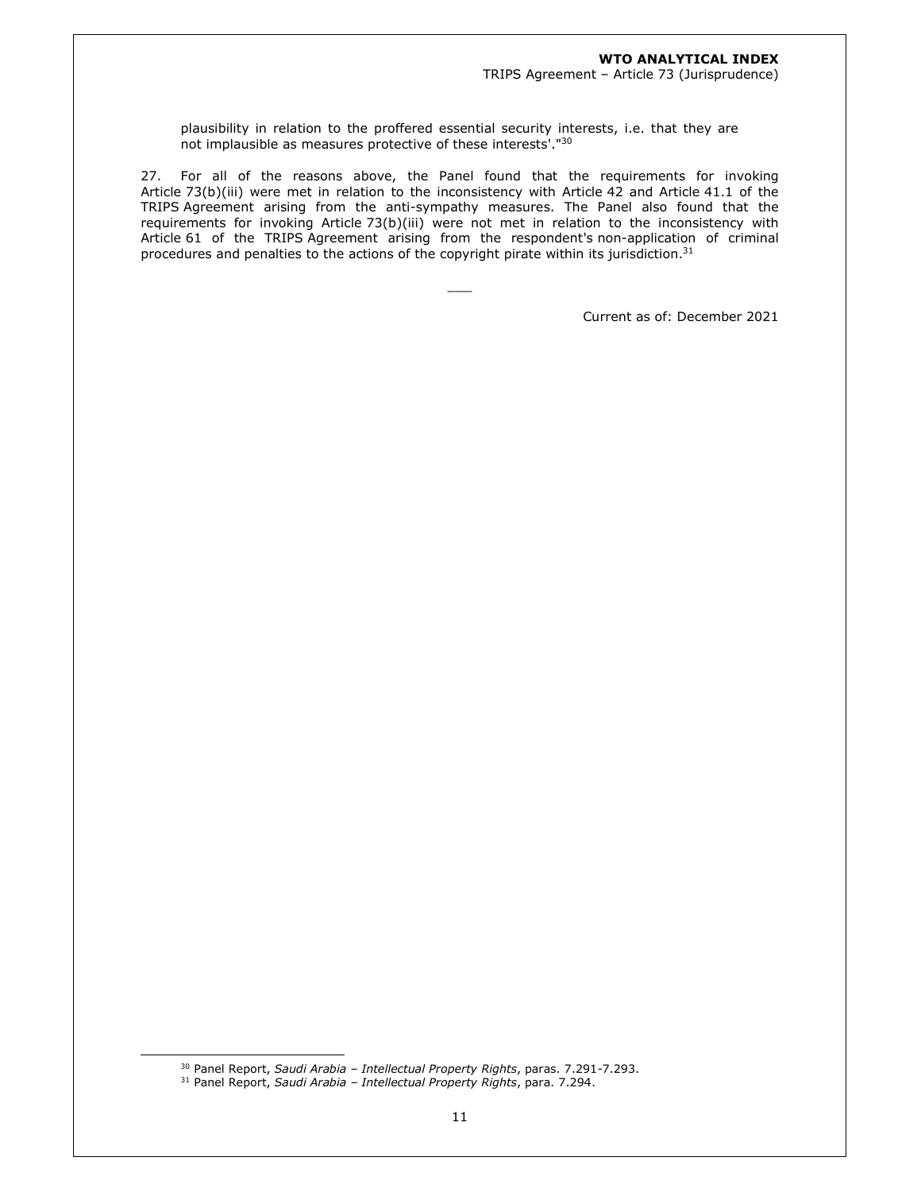plausibility in relation to the proffered essential security interests, i.e. that they are not implausible as measures protective of these interests'."[30]

27. For all of the reasons above, the Panel found that the requirements for invoking Article 73(b)(iii) were met in relation to the inconsistency with Article 42 and Article 41.1 of the TRIPS Agreement arising from the anti-sympathy measures. The Panel also found that the requirements for invoking Article 73(b)(iii) were not met in relation to the inconsistency with Article 61 of the TRIPS Agreement arising from the respondent's non-application of criminal procedures and penalties to the actions of the copyright pirate within its jurisdiction.[31]

___

Current as of: December 2021

---

[30] Panel Report, *Saudi Arabia – Intellectual Property Rights*, paras. 7.291-7.293.

[31] Panel Report, *Saudi Arabia – Intellectual Property Rights*, para. 7.294.